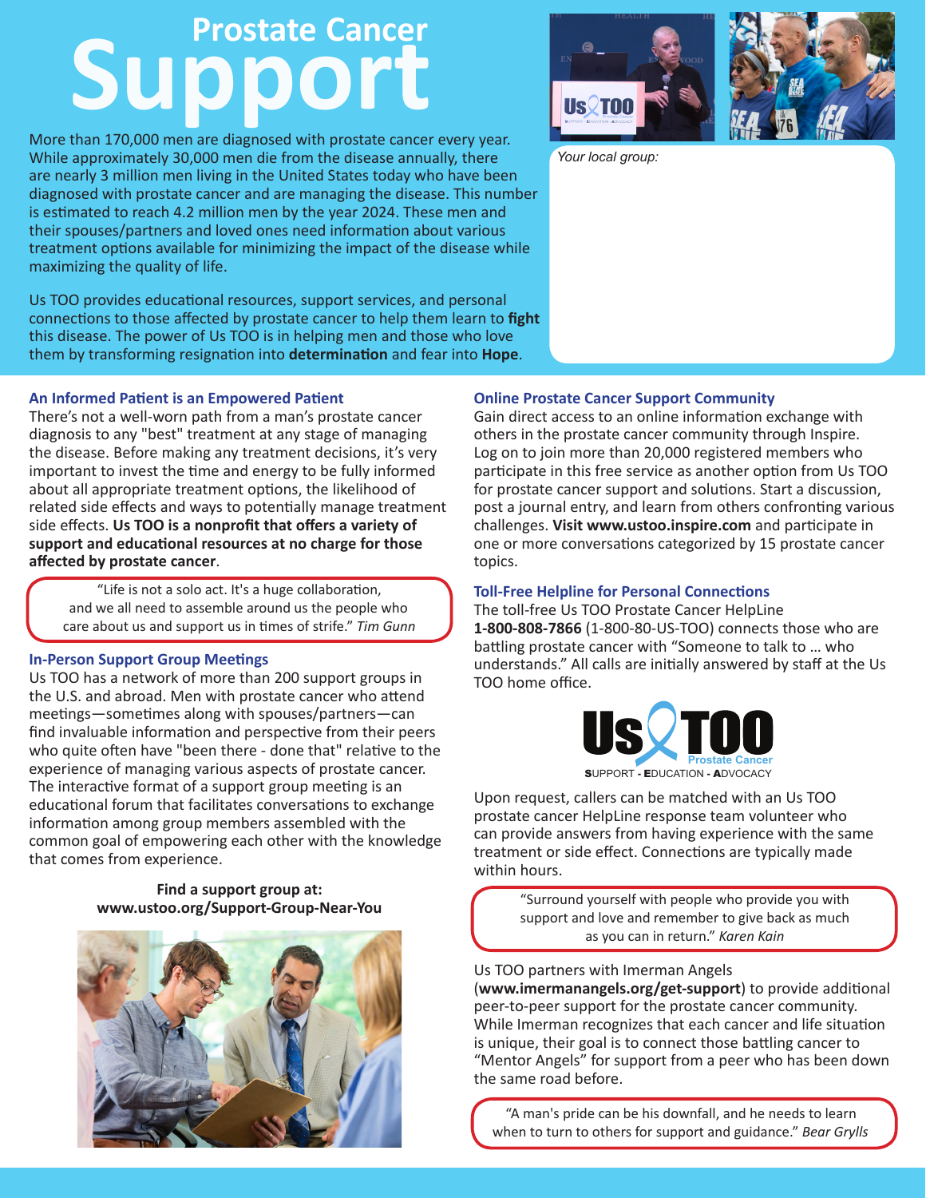# Prostate Cancer Support

More than 170,000 men are diagnosed with prostate cancer every year. While approximately 30,000 men die from the disease annually, there are nearly 3 million men living in the United States today who have been diagnosed with prostate cancer and are managing the disease. This number is estimated to reach 4.2 million men by the year 2024. These men and their spouses/partners and loved ones need information about various treatment options available for minimizing the impact of the disease while maximizing the quality of life.

Us TOO provides educational resources, support services, and personal connections to those affected by prostate cancer to help them learn to **fight** this disease. The power of Us TOO is in helping men and those who love them by transforming resignation into **determination** and fear into **Hope**.

*Your local group:*

## An Informed Patient is an Empowered Patient

There's not a well-worn path from a man's prostate cancer diagnosis to any "best" treatment at any stage of managing the disease. Before making any treatment decisions, it's very important to invest the time and energy to be fully informed about all appropriate treatment options, the likelihood of related side effects and ways to potentially manage treatment side effects. **Us TOO is a nonprofit that offers a variety of support and educational resources at no charge for those affected by prostate cancer**.

> "Life is not a solo act. It's a huge collaboration, and we all need to assemble around us the people who care about us and support us in times of strife." *Tim Gunn*

## In-Person Support Group Meetings

Us TOO has a network of more than 200 support groups in the U.S. and abroad. Men with prostate cancer who attend meetings—sometimes along with spouses/partners—can find invaluable information and perspective from their peers who quite often have "been there - done that" relative to the experience of managing various aspects of prostate cancer. The interactive format of a support group meeting is an educational forum that facilitates conversations to exchange information among group members assembled with the common goal of empowering each other with the knowledge that comes from experience.

**Find a support group at: www.ustoo.org/Support-Group-Near-You**

## Online Prostate Cancer Support Community

Gain direct access to an online information exchange with others in the prostate cancer community through Inspire. Log on to join more than 20,000 registered members who participate in this free service as another option from Us TOO for prostate cancer support and solutions. Start a discussion, post a journal entry, and learn from others confronting various challenges. **Visit www.ustoo.inspire.com** and participate in one or more conversations categorized by 15 prostate cancer topics.

## Toll-Free Helpline for Personal Connections

The toll-free Us TOO Prostate Cancer HelpLine **1-800-808-7866** (1-800-80-US-TOO) connects those who are battling prostate cancer with "Someone to talk to … who understands." All calls are initially answered by staff at the Us TOO home office.

Us TOO Prostate Cancer
SUPPORT - EDUCATION - ADVOCACY

Upon request, callers can be matched with an Us TOO prostate cancer HelpLine response team volunteer who can provide answers from having experience with the same treatment or side effect. Connections are typically made within hours.

> "Surround yourself with people who provide you with support and love and remember to give back as much as you can in return." *Karen Kain*

Us TOO partners with Imerman Angels (**www.imermanangels.org/get-support**) to provide additional peer-to-peer support for the prostate cancer community. While Imerman recognizes that each cancer and life situation is unique, their goal is to connect those battling cancer to "Mentor Angels" for support from a peer who has been down the same road before.

> "A man's pride can be his downfall, and he needs to learn when to turn to others for support and guidance." *Bear Grylls*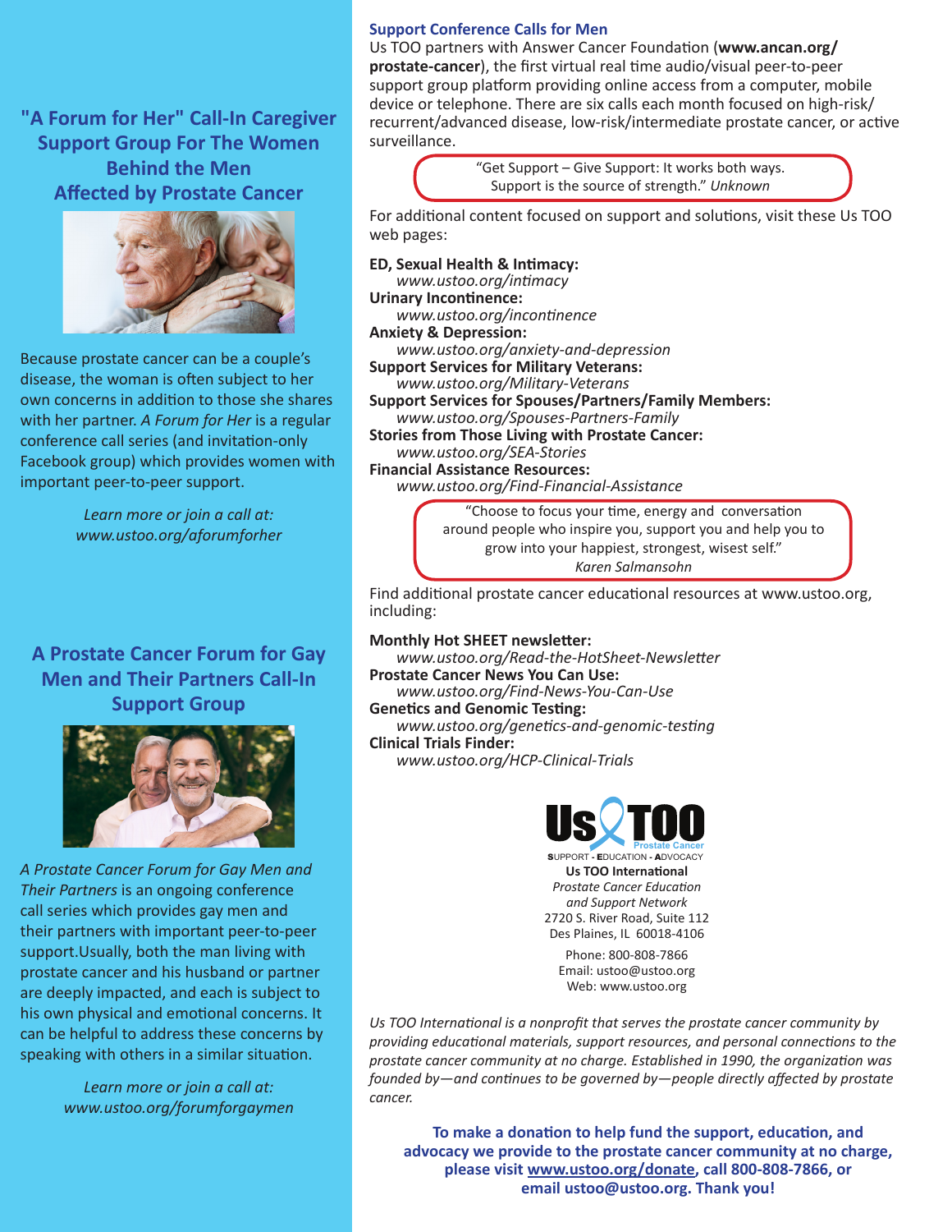## "A Forum for Her" Call-In Caregiver Support Group For The Women Behind the Men Affected by Prostate Cancer

Because prostate cancer can be a couple's disease, the woman is often subject to her own concerns in addition to those she shares with her partner. *A Forum for Her* is a regular conference call series (and invitation-only Facebook group) which provides women with important peer-to-peer support.

*Learn more or join a call at: www.ustoo.org/aforumforher*

## A Prostate Cancer Forum for Gay Men and Their Partners Call-In Support Group

*A Prostate Cancer Forum for Gay Men and Their Partners* is an ongoing conference call series which provides gay men and their partners with important peer-to-peer support.Usually, both the man living with prostate cancer and his husband or partner are deeply impacted, and each is subject to his own physical and emotional concerns. It can be helpful to address these concerns by speaking with others in a similar situation.

*Learn more or join a call at: www.ustoo.org/forumforgaymen*

### Support Conference Calls for Men

Us TOO partners with Answer Cancer Foundation (**www.ancan.org/prostate-cancer**), the first virtual real time audio/visual peer-to-peer support group platform providing online access from a computer, mobile device or telephone. There are six calls each month focused on high-risk/recurrent/advanced disease, low-risk/intermediate prostate cancer, or active surveillance.

> "Get Support – Give Support: It works both ways. Support is the source of strength." *Unknown*

For additional content focused on support and solutions, visit these Us TOO web pages:

**ED, Sexual Health & Intimacy:**
*www.ustoo.org/intimacy*
**Urinary Incontinence:**
*www.ustoo.org/incontinence*
**Anxiety & Depression:**
*www.ustoo.org/anxiety-and-depression*
**Support Services for Military Veterans:**
*www.ustoo.org/Military-Veterans*
**Support Services for Spouses/Partners/Family Members:**
*www.ustoo.org/Spouses-Partners-Family*
**Stories from Those Living with Prostate Cancer:**
*www.ustoo.org/SEA-Stories*
**Financial Assistance Resources:**
*www.ustoo.org/Find-Financial-Assistance*

> "Choose to focus your time, energy and conversation around people who inspire you, support you and help you to grow into your happiest, strongest, wisest self."
> *Karen Salmansohn*

Find additional prostate cancer educational resources at www.ustoo.org, including:

**Monthly Hot SHEET newsletter:**
*www.ustoo.org/Read-the-HotSheet-Newsletter*
**Prostate Cancer News You Can Use:**
*www.ustoo.org/Find-News-You-Can-Use*
**Genetics and Genomic Testing:**
*www.ustoo.org/genetics-and-genomic-testing*
**Clinical Trials Finder:**
*www.ustoo.org/HCP-Clinical-Trials*

Us TOO Prostate Cancer
SUPPORT - EDUCATION - ADVOCACY

**Us TOO International**
*Prostate Cancer Education and Support Network*
2720 S. River Road, Suite 112
Des Plaines, IL 60018-4106

Phone: 800-808-7866
Email: ustoo@ustoo.org
Web: www.ustoo.org

*Us TOO International is a nonprofit that serves the prostate cancer community by providing educational materials, support resources, and personal connections to the prostate cancer community at no charge. Established in 1990, the organization was founded by—and continues to be governed by—people directly affected by prostate cancer.*

**To make a donation to help fund the support, education, and advocacy we provide to the prostate cancer community at no charge, please visit www.ustoo.org/donate, call 800-808-7866, or email ustoo@ustoo.org. Thank you!**